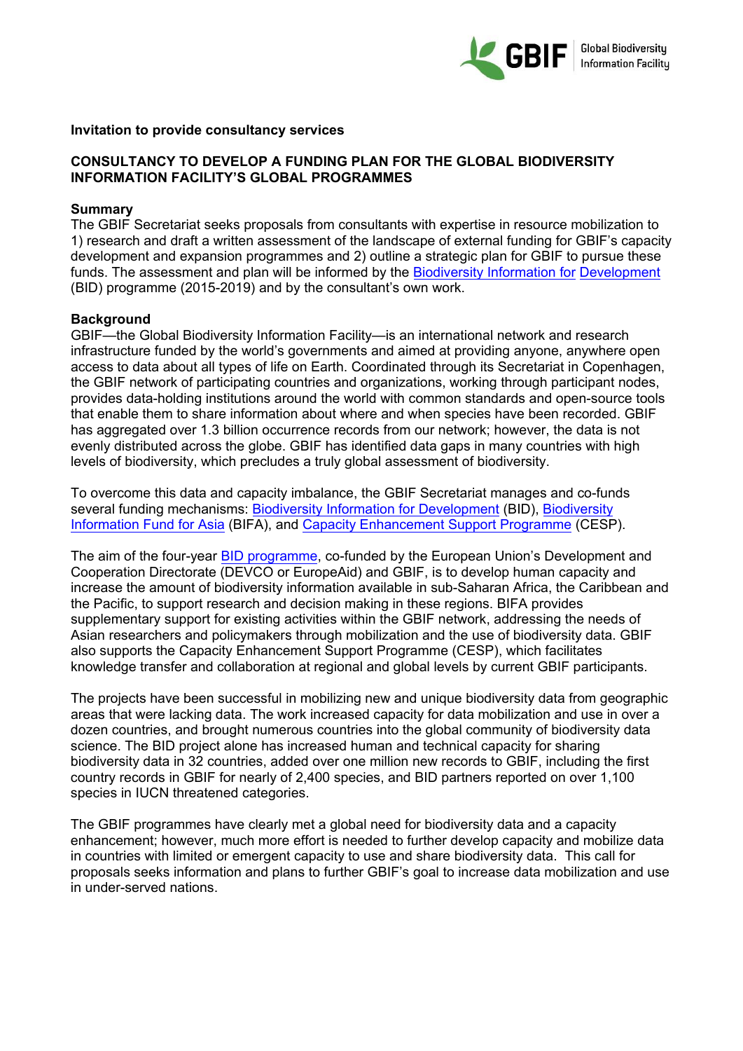**Invitation to provide consultancy services**

# CONSULTANCY TO DEVELOP A FUNDING PLAN FOR THE GLOBAL BIODIVERSITY INFORMATION FACILITY'S GLOBAL PROGRAMMES

## Summary

The GBIF Secretariat seeks proposals from consultants with expertise in resource mobilization to 1) research and draft a written assessment of the landscape of external funding for GBIF's capacity development and expansion programmes and 2) outline a strategic plan for GBIF to pursue these funds. The assessment and plan will be informed by the Biodiversity Information for Development (BID) programme (2015-2019) and by the consultant's own work.

## Background

GBIF—the Global Biodiversity Information Facility—is an international network and research infrastructure funded by the world's governments and aimed at providing anyone, anywhere open access to data about all types of life on Earth. Coordinated through its Secretariat in Copenhagen, the GBIF network of participating countries and organizations, working through participant nodes, provides data-holding institutions around the world with common standards and open-source tools that enable them to share information about where and when species have been recorded. GBIF has aggregated over 1.3 billion occurrence records from our network; however, the data is not evenly distributed across the globe. GBIF has identified data gaps in many countries with high levels of biodiversity, which precludes a truly global assessment of biodiversity.

To overcome this data and capacity imbalance, the GBIF Secretariat manages and co-funds several funding mechanisms: Biodiversity Information for Development (BID), Biodiversity Information Fund for Asia (BIFA), and Capacity Enhancement Support Programme (CESP).

The aim of the four-year BID programme, co-funded by the European Union's Development and Cooperation Directorate (DEVCO or EuropeAid) and GBIF, is to develop human capacity and increase the amount of biodiversity information available in sub-Saharan Africa, the Caribbean and the Pacific, to support research and decision making in these regions. BIFA provides supplementary support for existing activities within the GBIF network, addressing the needs of Asian researchers and policymakers through mobilization and the use of biodiversity data. GBIF also supports the Capacity Enhancement Support Programme (CESP), which facilitates knowledge transfer and collaboration at regional and global levels by current GBIF participants.

The projects have been successful in mobilizing new and unique biodiversity data from geographic areas that were lacking data. The work increased capacity for data mobilization and use in over a dozen countries, and brought numerous countries into the global community of biodiversity data science. The BID project alone has increased human and technical capacity for sharing biodiversity data in 32 countries, added over one million new records to GBIF, including the first country records in GBIF for nearly of 2,400 species, and BID partners reported on over 1,100 species in IUCN threatened categories.

The GBIF programmes have clearly met a global need for biodiversity data and a capacity enhancement; however, much more effort is needed to further develop capacity and mobilize data in countries with limited or emergent capacity to use and share biodiversity data. This call for proposals seeks information and plans to further GBIF's goal to increase data mobilization and use in under-served nations.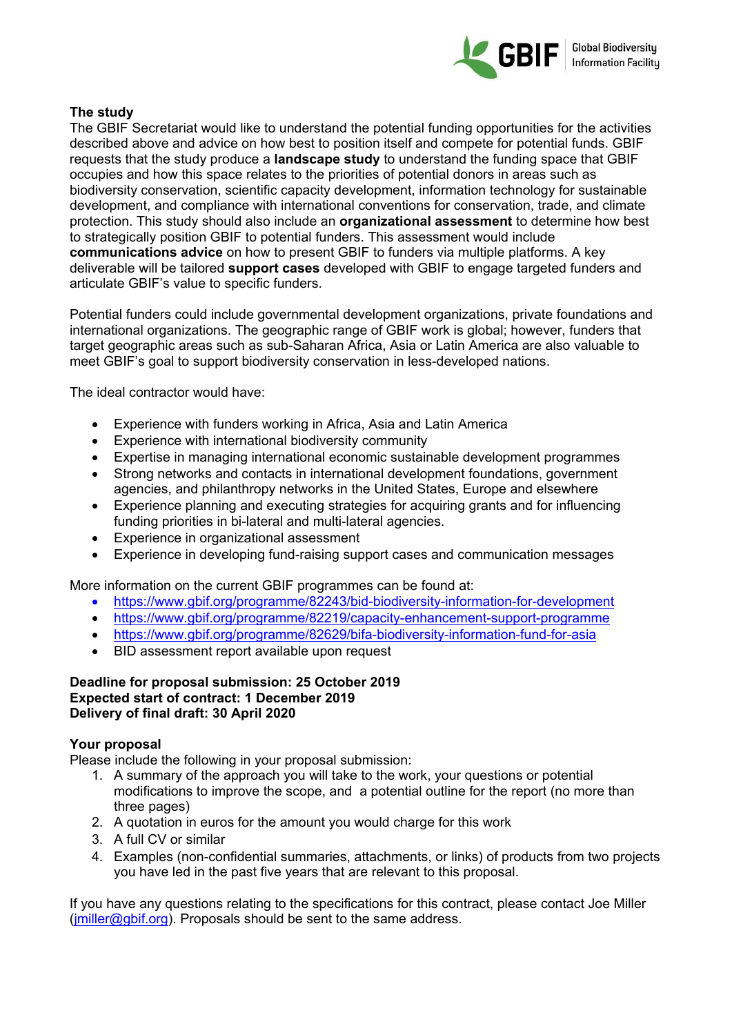**The study**

The GBIF Secretariat would like to understand the potential funding opportunities for the activities described above and advice on how best to position itself and compete for potential funds. GBIF requests that the study produce a **landscape study** to understand the funding space that GBIF occupies and how this space relates to the priorities of potential donors in areas such as biodiversity conservation, scientific capacity development, information technology for sustainable development, and compliance with international conventions for conservation, trade, and climate protection. This study should also include an **organizational assessment** to determine how best to strategically position GBIF to potential funders. This assessment would include **communications advice** on how to present GBIF to funders via multiple platforms. A key deliverable will be tailored **support cases** developed with GBIF to engage targeted funders and articulate GBIF's value to specific funders.

Potential funders could include governmental development organizations, private foundations and international organizations. The geographic range of GBIF work is global; however, funders that target geographic areas such as sub-Saharan Africa, Asia or Latin America are also valuable to meet GBIF's goal to support biodiversity conservation in less-developed nations.

The ideal contractor would have:

- Experience with funders working in Africa, Asia and Latin America
- Experience with international biodiversity community
- Expertise in managing international economic sustainable development programmes
- Strong networks and contacts in international development foundations, government agencies, and philanthropy networks in the United States, Europe and elsewhere
- Experience planning and executing strategies for acquiring grants and for influencing funding priorities in bi-lateral and multi-lateral agencies.
- Experience in organizational assessment
- Experience in developing fund-raising support cases and communication messages

More information on the current GBIF programmes can be found at:

- https://www.gbif.org/programme/82243/bid-biodiversity-information-for-development
- https://www.gbif.org/programme/82219/capacity-enhancement-support-programme
- https://www.gbif.org/programme/82629/bifa-biodiversity-information-fund-for-asia
- BID assessment report available upon request

**Deadline for proposal submission: 25 October 2019**
**Expected start of contract: 1 December 2019**
**Delivery of final draft: 30 April 2020**

**Your proposal**

Please include the following in your proposal submission:

1. A summary of the approach you will take to the work, your questions or potential modifications to improve the scope, and a potential outline for the report (no more than three pages)
2. A quotation in euros for the amount you would charge for this work
3. A full CV or similar
4. Examples (non-confidential summaries, attachments, or links) of products from two projects you have led in the past five years that are relevant to this proposal.

If you have any questions relating to the specifications for this contract, please contact Joe Miller (jmiller@gbif.org). Proposals should be sent to the same address.